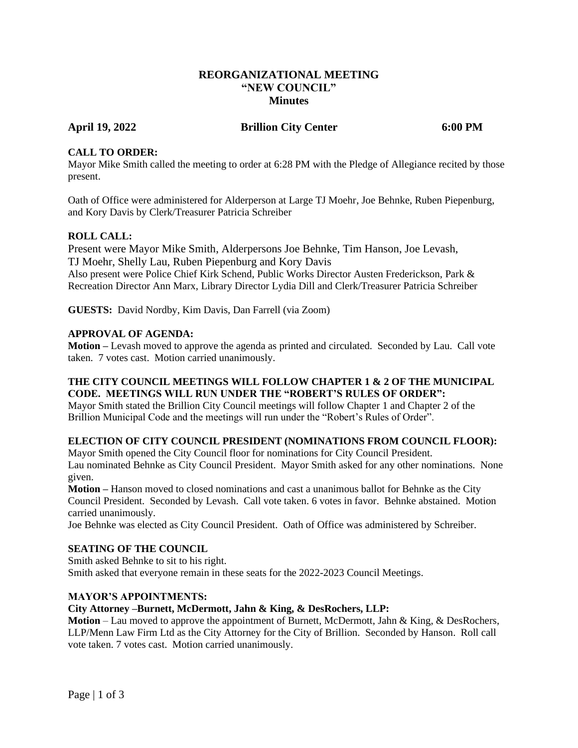# REORGANIZATIONAL MEETING
# "NEW COUNCIL"
# Minutes

**April 19, 2022** **Brillion City Center** **6:00 PM**

### CALL TO ORDER:

Mayor Mike Smith called the meeting to order at 6:28 PM with the Pledge of Allegiance recited by those present.

Oath of Office were administered for Alderperson at Large TJ Moehr, Joe Behnke, Ruben Piepenburg, and Kory Davis by Clerk/Treasurer Patricia Schreiber

### ROLL CALL:

Present were Mayor Mike Smith, Alderpersons Joe Behnke, Tim Hanson, Joe Levash, TJ Moehr, Shelly Lau, Ruben Piepenburg and Kory Davis
Also present were Police Chief Kirk Schend, Public Works Director Austen Frederickson, Park & Recreation Director Ann Marx, Library Director Lydia Dill and Clerk/Treasurer Patricia Schreiber

**GUESTS:** David Nordby, Kim Davis, Dan Farrell (via Zoom)

### APPROVAL OF AGENDA:

**Motion –** Levash moved to approve the agenda as printed and circulated. Seconded by Lau. Call vote taken. 7 votes cast. Motion carried unanimously.

### THE CITY COUNCIL MEETINGS WILL FOLLOW CHAPTER 1 & 2 OF THE MUNICIPAL CODE. MEETINGS WILL RUN UNDER THE "ROBERT'S RULES OF ORDER":

Mayor Smith stated the Brillion City Council meetings will follow Chapter 1 and Chapter 2 of the Brillion Municipal Code and the meetings will run under the "Robert's Rules of Order".

### ELECTION OF CITY COUNCIL PRESIDENT (NOMINATIONS FROM COUNCIL FLOOR):

Mayor Smith opened the City Council floor for nominations for City Council President.
Lau nominated Behnke as City Council President. Mayor Smith asked for any other nominations. None given.

**Motion –** Hanson moved to closed nominations and cast a unanimous ballot for Behnke as the City Council President. Seconded by Levash. Call vote taken. 6 votes in favor. Behnke abstained. Motion carried unanimously.

Joe Behnke was elected as City Council President. Oath of Office was administered by Schreiber.

### SEATING OF THE COUNCIL

Smith asked Behnke to sit to his right.
Smith asked that everyone remain in these seats for the 2022-2023 Council Meetings.

### MAYOR'S APPOINTMENTS:

**City Attorney –Burnett, McDermott, Jahn & King, & DesRochers, LLP:**

**Motion** – Lau moved to approve the appointment of Burnett, McDermott, Jahn & King, & DesRochers, LLP/Menn Law Firm Ltd as the City Attorney for the City of Brillion. Seconded by Hanson. Roll call vote taken. 7 votes cast. Motion carried unanimously.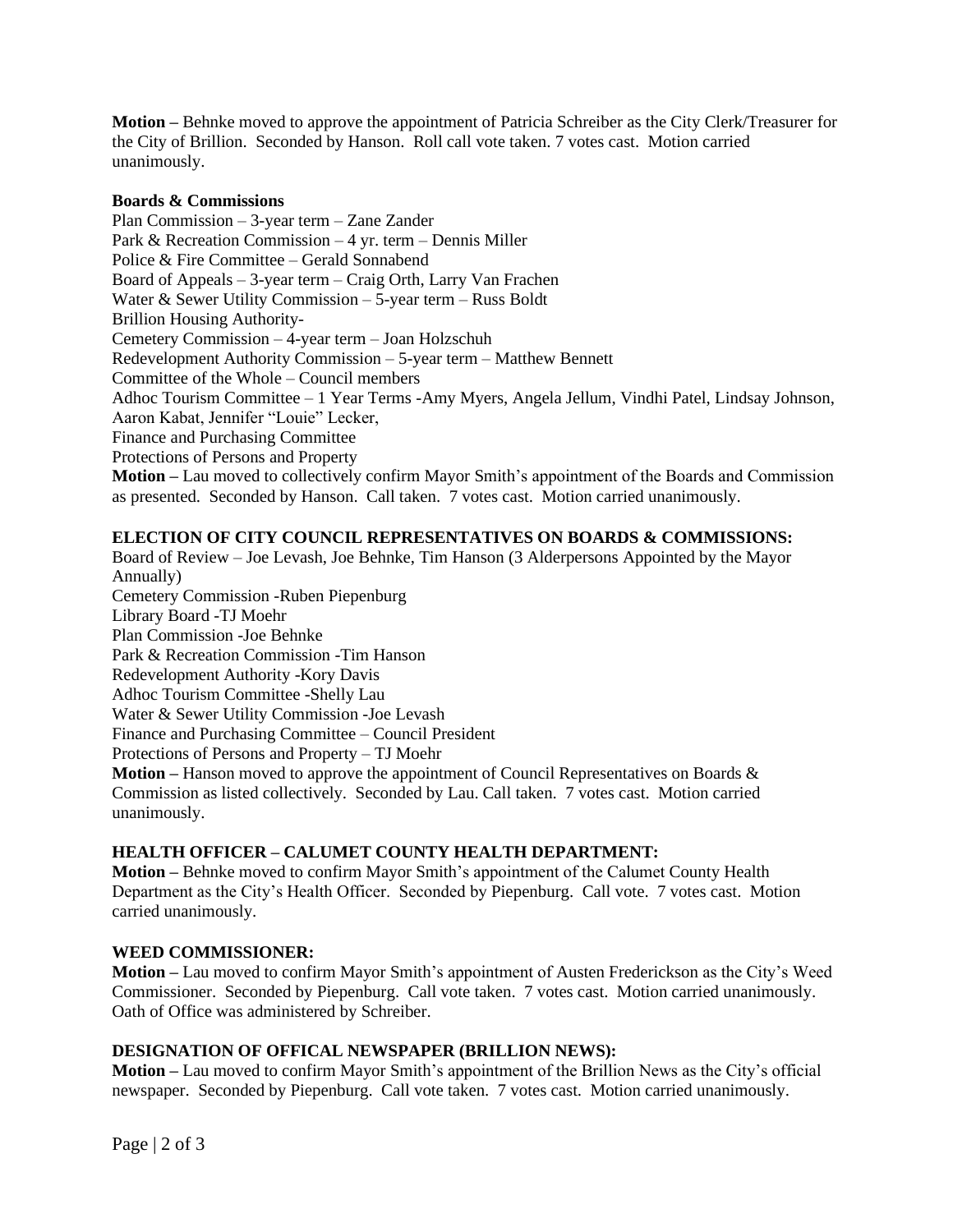**Motion –** Behnke moved to approve the appointment of Patricia Schreiber as the City Clerk/Treasurer for the City of Brillion. Seconded by Hanson. Roll call vote taken. 7 votes cast. Motion carried unanimously.

**Boards & Commissions**

Plan Commission – 3-year term – Zane Zander
Park & Recreation Commission – 4 yr. term – Dennis Miller
Police & Fire Committee – Gerald Sonnabend
Board of Appeals – 3-year term – Craig Orth, Larry Van Frachen
Water & Sewer Utility Commission – 5-year term – Russ Boldt
Brillion Housing Authority-
Cemetery Commission – 4-year term – Joan Holzschuh
Redevelopment Authority Commission – 5-year term – Matthew Bennett
Committee of the Whole – Council members
Adhoc Tourism Committee – 1 Year Terms -Amy Myers, Angela Jellum, Vindhi Patel, Lindsay Johnson, Aaron Kabat, Jennifer "Louie" Lecker,
Finance and Purchasing Committee
Protections of Persons and Property

**Motion –** Lau moved to collectively confirm Mayor Smith's appointment of the Boards and Commission as presented. Seconded by Hanson. Call taken. 7 votes cast. Motion carried unanimously.

**ELECTION OF CITY COUNCIL REPRESENTATIVES ON BOARDS & COMMISSIONS:**

Board of Review – Joe Levash, Joe Behnke, Tim Hanson (3 Alderpersons Appointed by the Mayor Annually)
Cemetery Commission -Ruben Piepenburg
Library Board -TJ Moehr
Plan Commission -Joe Behnke
Park & Recreation Commission -Tim Hanson
Redevelopment Authority -Kory Davis
Adhoc Tourism Committee -Shelly Lau
Water & Sewer Utility Commission -Joe Levash
Finance and Purchasing Committee – Council President
Protections of Persons and Property – TJ Moehr

**Motion –** Hanson moved to approve the appointment of Council Representatives on Boards & Commission as listed collectively. Seconded by Lau. Call taken. 7 votes cast. Motion carried unanimously.

**HEALTH OFFICER – CALUMET COUNTY HEALTH DEPARTMENT:**

**Motion –** Behnke moved to confirm Mayor Smith's appointment of the Calumet County Health Department as the City's Health Officer. Seconded by Piepenburg. Call vote. 7 votes cast. Motion carried unanimously.

**WEED COMMISSIONER:**

**Motion –** Lau moved to confirm Mayor Smith's appointment of Austen Frederickson as the City's Weed Commissioner. Seconded by Piepenburg. Call vote taken. 7 votes cast. Motion carried unanimously. Oath of Office was administered by Schreiber.

**DESIGNATION OF OFFICAL NEWSPAPER (BRILLION NEWS):**

**Motion –** Lau moved to confirm Mayor Smith's appointment of the Brillion News as the City's official newspaper. Seconded by Piepenburg. Call vote taken. 7 votes cast. Motion carried unanimously.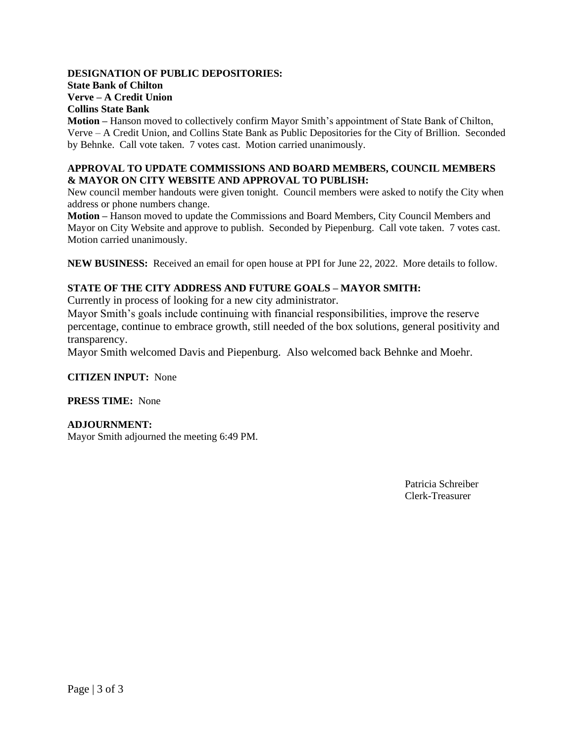**DESIGNATION OF PUBLIC DEPOSITORIES:**
**State Bank of Chilton**
**Verve – A Credit Union**
**Collins State Bank**

**Motion –** Hanson moved to collectively confirm Mayor Smith's appointment of State Bank of Chilton, Verve – A Credit Union, and Collins State Bank as Public Depositories for the City of Brillion. Seconded by Behnke. Call vote taken. 7 votes cast. Motion carried unanimously.

**APPROVAL TO UPDATE COMMISSIONS AND BOARD MEMBERS, COUNCIL MEMBERS & MAYOR ON CITY WEBSITE AND APPROVAL TO PUBLISH:**
New council member handouts were given tonight. Council members were asked to notify the City when address or phone numbers change.

**Motion –** Hanson moved to update the Commissions and Board Members, City Council Members and Mayor on City Website and approve to publish. Seconded by Piepenburg. Call vote taken. 7 votes cast. Motion carried unanimously.

**NEW BUSINESS:** Received an email for open house at PPI for June 22, 2022. More details to follow.

**STATE OF THE CITY ADDRESS AND FUTURE GOALS – MAYOR SMITH:**
Currently in process of looking for a new city administrator.
Mayor Smith's goals include continuing with financial responsibilities, improve the reserve percentage, continue to embrace growth, still needed of the box solutions, general positivity and transparency.
Mayor Smith welcomed Davis and Piepenburg. Also welcomed back Behnke and Moehr.

**CITIZEN INPUT:** None

**PRESS TIME:** None

**ADJOURNMENT:**
Mayor Smith adjourned the meeting 6:49 PM.

Patricia Schreiber
Clerk-Treasurer